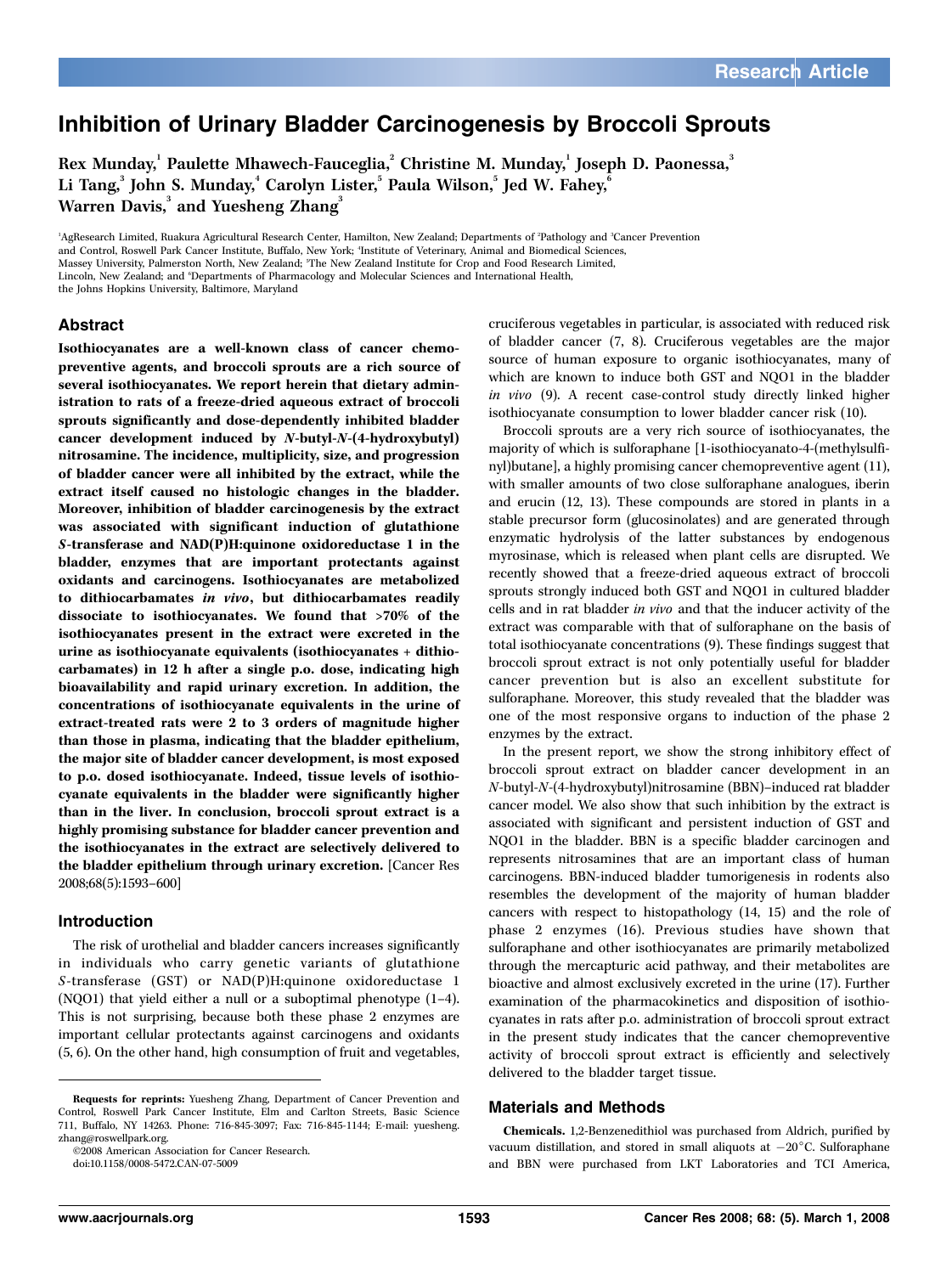# Inhibition of Urinary Bladder Carcinogenesis by Broccoli Sprouts

Rex Munday,[1] Paulette Mhawech-Fauceglia,[2] Christine M. Munday,[1] Joseph D. Paonessa,[3] Li Tang,[3] John S. Munday,[4] Carolyn Lister,[5] Paula Wilson,[5] Jed W. Fahey,[6] Warren Davis,[3] and Yuesheng Zhang[3]

[1]AgResearch Limited, Ruakura Agricultural Research Center, Hamilton, New Zealand; Departments of [2]Pathology and [3]Cancer Prevention and Control, Roswell Park Cancer Institute, Buffalo, New York; [4]Institute of Veterinary, Animal and Biomedical Sciences, Massey University, Palmerston North, New Zealand; [5]The New Zealand Institute for Crop and Food Research Limited, Lincoln, New Zealand; and [6]Departments of Pharmacology and Molecular Sciences and International Health, the Johns Hopkins University, Baltimore, Maryland

## Abstract

**Isothiocyanates are a well-known class of cancer chemopreventive agents, and broccoli sprouts are a rich source of several isothiocyanates. We report herein that dietary administration to rats of a freeze-dried aqueous extract of broccoli sprouts significantly and dose-dependently inhibited bladder cancer development induced by *N*-butyl-*N*-(4-hydroxybutyl) nitrosamine. The incidence, multiplicity, size, and progression of bladder cancer were all inhibited by the extract, while the extract itself caused no histologic changes in the bladder. Moreover, inhibition of bladder carcinogenesis by the extract was associated with significant induction of glutathione *S*-transferase and NAD(P)H:quinone oxidoreductase 1 in the bladder, enzymes that are important protectants against oxidants and carcinogens. Isothiocyanates are metabolized to dithiocarbamates *in vivo*, but dithiocarbamates readily dissociate to isothiocyanates. We found that >70% of the isothiocyanates present in the extract were excreted in the urine as isothiocyanate equivalents (isothiocyanates + dithiocarbamates) in 12 h after a single p.o. dose, indicating high bioavailability and rapid urinary excretion. In addition, the concentrations of isothiocyanate equivalents in the urine of extract-treated rats were 2 to 3 orders of magnitude higher than those in plasma, indicating that the bladder epithelium, the major site of bladder cancer development, is most exposed to p.o. dosed isothiocyanate. Indeed, tissue levels of isothiocyanate equivalents in the bladder were significantly higher than in the liver. In conclusion, broccoli sprout extract is a highly promising substance for bladder cancer prevention and the isothiocyanates in the extract are selectively delivered to the bladder epithelium through urinary excretion.** [Cancer Res 2008;68(5):1593–600]

## Introduction

The risk of urothelial and bladder cancers increases significantly in individuals who carry genetic variants of glutathione *S*-transferase (GST) or NAD(P)H:quinone oxidoreductase 1 (NQO1) that yield either a null or a suboptimal phenotype (1–4). This is not surprising, because both these phase 2 enzymes are important cellular protectants against carcinogens and oxidants (5, 6). On the other hand, high consumption of fruit and vegetables, cruciferous vegetables in particular, is associated with reduced risk of bladder cancer (7, 8). Cruciferous vegetables are the major source of human exposure to organic isothiocyanates, many of which are known to induce both GST and NQO1 in the bladder *in vivo* (9). A recent case-control study directly linked higher isothiocyanate consumption to lower bladder cancer risk (10).

Broccoli sprouts are a very rich source of isothiocyanates, the majority of which is sulforaphane [1-isothiocyanato-4-(methylsulfinyl)butane], a highly promising cancer chemopreventive agent (11), with smaller amounts of two close sulforaphane analogues, iberin and erucin (12, 13). These compounds are stored in plants in a stable precursor form (glucosinolates) and are generated through enzymatic hydrolysis of the latter substances by endogenous myrosinase, which is released when plant cells are disrupted. We recently showed that a freeze-dried aqueous extract of broccoli sprouts strongly induced both GST and NQO1 in cultured bladder cells and in rat bladder *in vivo* and that the inducer activity of the extract was comparable with that of sulforaphane on the basis of total isothiocyanate concentrations (9). These findings suggest that broccoli sprout extract is not only potentially useful for bladder cancer prevention but is also an excellent substitute for sulforaphane. Moreover, this study revealed that the bladder was one of the most responsive organs to induction of the phase 2 enzymes by the extract.

In the present report, we show the strong inhibitory effect of broccoli sprout extract on bladder cancer development in an *N*-butyl-*N*-(4-hydroxybutyl)nitrosamine (BBN)–induced rat bladder cancer model. We also show that such inhibition by the extract is associated with significant and persistent induction of GST and NQO1 in the bladder. BBN is a specific bladder carcinogen and represents nitrosamines that are an important class of human carcinogens. BBN-induced bladder tumorigenesis in rodents also resembles the development of the majority of human bladder cancers with respect to histopathology (14, 15) and the role of phase 2 enzymes (16). Previous studies have shown that sulforaphane and other isothiocyanates are primarily metabolized through the mercapturic acid pathway, and their metabolites are bioactive and almost exclusively excreted in the urine (17). Further examination of the pharmacokinetics and disposition of isothiocyanates in rats after p.o. administration of broccoli sprout extract in the present study indicates that the cancer chemopreventive activity of broccoli sprout extract is efficiently and selectively delivered to the bladder target tissue.

## Materials and Methods

**Chemicals.** 1,2-Benzenedithiol was purchased from Aldrich, purified by vacuum distillation, and stored in small aliquots at −20°C. Sulforaphane and BBN were purchased from LKT Laboratories and TCI America,

---

**Requests for reprints:** Yuesheng Zhang, Department of Cancer Prevention and Control, Roswell Park Cancer Institute, Elm and Carlton Streets, Basic Science 711, Buffalo, NY 14263. Phone: 716-845-3097; Fax: 716-845-1144; E-mail: yuesheng.zhang@roswellpark.org.

©2008 American Association for Cancer Research.
doi:10.1158/0008-5472.CAN-07-5009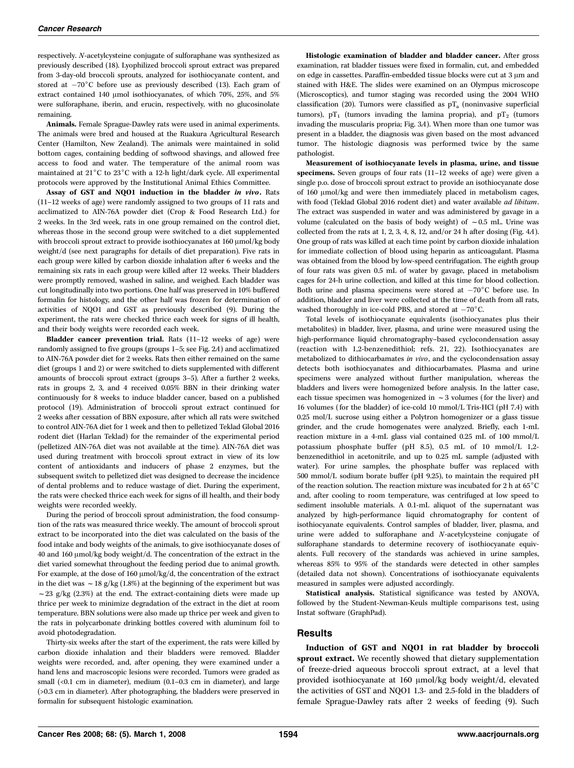respectively. N-acetylcysteine conjugate of sulforaphane was synthesized as previously described (18). Lyophilized broccoli sprout extract was prepared from 3-day-old broccoli sprouts, analyzed for isothiocyanate content, and stored at −70°C before use as previously described (13). Each gram of extract contained 140 μmol isothiocyanates, of which 70%, 25%, and 5% were sulforaphane, iberin, and erucin, respectively, with no glucosinolate remaining.

**Animals.** Female Sprague-Dawley rats were used in animal experiments. The animals were bred and housed at the Ruakura Agricultural Research Center (Hamilton, New Zealand). The animals were maintained in solid bottom cages, containing bedding of softwood shavings, and allowed free access to food and water. The temperature of the animal room was maintained at 21°C to 23°C with a 12-h light/dark cycle. All experimental protocols were approved by the Institutional Animal Ethics Committee.

**Assay of GST and NQO1 induction in the bladder *in vivo*.** Rats (11–12 weeks of age) were randomly assigned to two groups of 11 rats and acclimatized to AIN-76A powder diet (Crop & Food Research Ltd.) for 2 weeks. In the 3rd week, rats in one group remained on the control diet, whereas those in the second group were switched to a diet supplemented with broccoli sprout extract to provide isothiocyanates at 160 μmol/kg body weight/d (see next paragraphs for details of diet preparation). Five rats in each group were killed by carbon dioxide inhalation after 6 weeks and the remaining six rats in each group were killed after 12 weeks. Their bladders were promptly removed, washed in saline, and weighed. Each bladder was cut longitudinally into two portions. One half was preserved in 10% buffered formalin for histology, and the other half was frozen for determination of activities of NQO1 and GST as previously described (9). During the experiment, the rats were checked thrice each week for signs of ill health, and their body weights were recorded each week.

**Bladder cancer prevention trial.** Rats (11–12 weeks of age) were randomly assigned to five groups (groups 1–5; see Fig. 2A) and acclimatized to AIN-76A powder diet for 2 weeks. Rats then either remained on the same diet (groups 1 and 2) or were switched to diets supplemented with different amounts of broccoli sprout extract (groups 3–5). After a further 2 weeks, rats in groups 2, 3, and 4 received 0.05% BBN in their drinking water continuously for 8 weeks to induce bladder cancer, based on a published protocol (19). Administration of broccoli sprout extract continued for 2 weeks after cessation of BBN exposure, after which all rats were switched to control AIN-76A diet for 1 week and then to pelletized Teklad Global 2016 rodent diet (Harlan Teklad) for the remainder of the experimental period (pelletized AIN-76A diet was not available at the time). AIN-76A diet was used during treatment with broccoli sprout extract in view of its low content of antioxidants and inducers of phase 2 enzymes, but the subsequent switch to pelletized diet was designed to decrease the incidence of dental problems and to reduce wastage of diet. During the experiment, the rats were checked thrice each week for signs of ill health, and their body weights were recorded weekly.

During the period of broccoli sprout administration, the food consumption of the rats was measured thrice weekly. The amount of broccoli sprout extract to be incorporated into the diet was calculated on the basis of the food intake and body weights of the animals, to give isothiocyanate doses of 40 and 160 μmol/kg body weight/d. The concentration of the extract in the diet varied somewhat throughout the feeding period due to animal growth. For example, at the dose of 160 μmol/kg/d, the concentration of the extract in the diet was ~18 g/kg (1.8%) at the beginning of the experiment but was ~23 g/kg (2.3%) at the end. The extract-containing diets were made up thrice per week to minimize degradation of the extract in the diet at room temperature. BBN solutions were also made up thrice per week and given to the rats in polycarbonate drinking bottles covered with aluminum foil to avoid photodegradation.

Thirty-six weeks after the start of the experiment, the rats were killed by carbon dioxide inhalation and their bladders were removed. Bladder weights were recorded, and, after opening, they were examined under a hand lens and macroscopic lesions were recorded. Tumors were graded as small (<0.1 cm in diameter), medium (0.1–0.3 cm in diameter), and large (>0.3 cm in diameter). After photographing, the bladders were preserved in formalin for subsequent histologic examination.

**Histologic examination of bladder and bladder cancer.** After gross examination, rat bladder tissues were fixed in formalin, cut, and embedded on edge in cassettes. Paraffin-embedded tissue blocks were cut at 3 μm and stained with H&E. The slides were examined on an Olympus microscope (Microscoptics), and tumor staging was recorded using the 2004 WHO classification (20). Tumors were classified as $pT_a$ (noninvasive superficial tumors), $pT_1$ (tumors invading the lamina propria), and $pT_2$ (tumors invading the muscularis propria; Fig. 3A). When more than one tumor was present in a bladder, the diagnosis was given based on the most advanced tumor. The histologic diagnosis was performed twice by the same pathologist.

**Measurement of isothiocyanate levels in plasma, urine, and tissue specimens.** Seven groups of four rats (11–12 weeks of age) were given a single p.o. dose of broccoli sprout extract to provide an isothiocyanate dose of 160 μmol/kg and were then immediately placed in metabolism cages, with food (Teklad Global 2016 rodent diet) and water available *ad libitum*. The extract was suspended in water and was administered by gavage in a volume (calculated on the basis of body weight) of ~0.5 mL. Urine was collected from the rats at 1, 2, 3, 4, 8, 12, and/or 24 h after dosing (Fig. 4A). One group of rats was killed at each time point by carbon dioxide inhalation for immediate collection of blood using heparin as anticoagulant. Plasma was obtained from the blood by low-speed centrifugation. The eighth group of four rats was given 0.5 mL of water by gavage, placed in metabolism cages for 24-h urine collection, and killed at this time for blood collection. Both urine and plasma specimens were stored at −70°C before use. In addition, bladder and liver were collected at the time of death from all rats, washed thoroughly in ice-cold PBS, and stored at −70°C.

Total levels of isothiocyanate equivalents (isothiocyanates plus their metabolites) in bladder, liver, plasma, and urine were measured using the high-performance liquid chromatography–based cyclocondensation assay (reaction with 1,2-benzenedithiol; refs. 21, 22). Isothiocyanates are metabolized to dithiocarbamates *in vivo*, and the cyclocondensation assay detects both isothiocyanates and dithiocarbamates. Plasma and urine specimens were analyzed without further manipulation, whereas the bladders and livers were homogenized before analysis. In the latter case, each tissue specimen was homogenized in ~3 volumes (for the liver) and 16 volumes (for the bladder) of ice-cold 10 mmol/L Tris-HCl (pH 7.4) with 0.25 mol/L sucrose using either a Polytron homogenizer or a glass tissue grinder, and the crude homogenates were analyzed. Briefly, each 1-mL reaction mixture in a 4-mL glass vial contained 0.25 mL of 100 mmol/L potassium phosphate buffer (pH 8.5), 0.5 mL of 10 mmol/L 1,2-benzenedithiol in acetonitrile, and up to 0.25 mL sample (adjusted with water). For urine samples, the phosphate buffer was replaced with 500 mmol/L sodium borate buffer (pH 9.25), to maintain the required pH of the reaction solution. The reaction mixture was incubated for 2 h at 65°C and, after cooling to room temperature, was centrifuged at low speed to sediment insoluble materials. A 0.1-mL aliquot of the supernatant was analyzed by high-performance liquid chromatography for content of isothiocyanate equivalents. Control samples of bladder, liver, plasma, and urine were added to sulforaphane and N-acetylcysteine conjugate of sulforaphane standards to determine recovery of isothiocyanate equivalents. Full recovery of the standards was achieved in urine samples, whereas 85% to 95% of the standards were detected in other samples (detailed data not shown). Concentrations of isothiocyanate equivalents measured in samples were adjusted accordingly.

**Statistical analysis.** Statistical significance was tested by ANOVA, followed by the Student-Newman-Keuls multiple comparisons test, using Instat software (GraphPad).

## Results

**Induction of GST and NQO1 in rat bladder by broccoli sprout extract.** We recently showed that dietary supplementation of freeze-dried aqueous broccoli sprout extract, at a level that provided isothiocyanate at 160 μmol/kg body weight/d, elevated the activities of GST and NQO1 1.3- and 2.5-fold in the bladders of female Sprague-Dawley rats after 2 weeks of feeding (9). Such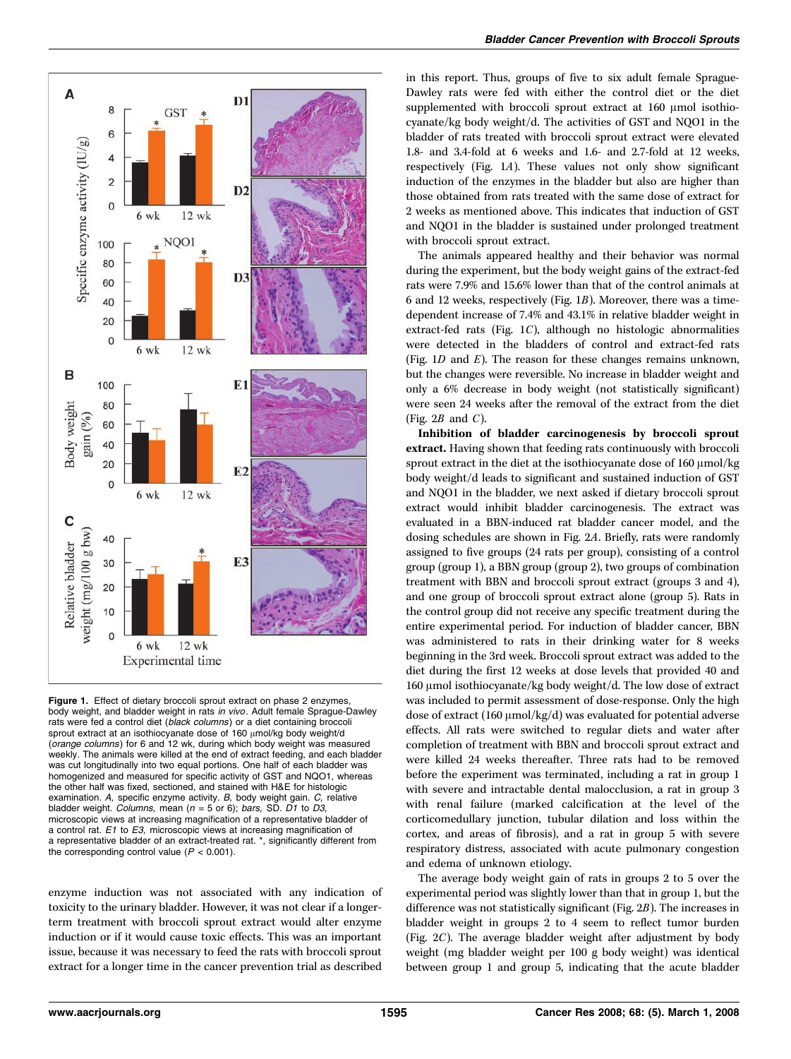Figure 1. Effect of dietary broccoli sprout extract on phase 2 enzymes, body weight, and bladder weight in rats *in vivo*. Adult female Sprague-Dawley rats were fed a control diet (*black columns*) or a diet containing broccoli sprout extract at an isothiocyanate dose of 160 µmol/kg body weight/d (*orange columns*) for 6 and 12 wk, during which body weight was measured weekly. The animals were killed at the end of extract feeding, and each bladder was cut longitudinally into two equal portions. One half of each bladder was homogenized and measured for specific activity of GST and NQO1, whereas the other half was fixed, sectioned, and stained with H&E for histologic examination. *A,* specific enzyme activity. *B,* body weight gain. *C,* relative bladder weight. *Columns,* mean ($n$ = 5 or 6); *bars,* SD. *D1* to *D3,* microscopic views at increasing magnification of a representative bladder of a control rat. *E1* to *E3,* microscopic views at increasing magnification of a representative bladder of an extract-treated rat. *, significantly different from the corresponding control value ($P$ < 0.001).

enzyme induction was not associated with any indication of toxicity to the urinary bladder. However, it was not clear if a longer-term treatment with broccoli sprout extract would alter enzyme induction or if it would cause toxic effects. This was an important issue, because it was necessary to feed the rats with broccoli sprout extract for a longer time in the cancer prevention trial as described in this report. Thus, groups of five to six adult female Sprague-Dawley rats were fed with either the control diet or the diet supplemented with broccoli sprout extract at 160 µmol isothiocyanate/kg body weight/d. The activities of GST and NQO1 in the bladder of rats treated with broccoli sprout extract were elevated 1.8- and 3.4-fold at 6 weeks and 1.6- and 2.7-fold at 12 weeks, respectively (Fig. 1*A*). These values not only show significant induction of the enzymes in the bladder but also are higher than those obtained from rats treated with the same dose of extract for 2 weeks as mentioned above. This indicates that induction of GST and NQO1 in the bladder is sustained under prolonged treatment with broccoli sprout extract.

The animals appeared healthy and their behavior was normal during the experiment, but the body weight gains of the extract-fed rats were 7.9% and 15.6% lower than that of the control animals at 6 and 12 weeks, respectively (Fig. 1*B*). Moreover, there was a time-dependent increase of 7.4% and 43.1% in relative bladder weight in extract-fed rats (Fig. 1*C*), although no histologic abnormalities were detected in the bladders of control and extract-fed rats (Fig. 1*D* and *E*). The reason for these changes remains unknown, but the changes were reversible. No increase in bladder weight and only a 6% decrease in body weight (not statistically significant) were seen 24 weeks after the removal of the extract from the diet (Fig. 2*B* and *C*).

**Inhibition of bladder carcinogenesis by broccoli sprout extract.** Having shown that feeding rats continuously with broccoli sprout extract in the diet at the isothiocyanate dose of 160 µmol/kg body weight/d leads to significant and sustained induction of GST and NQO1 in the bladder, we next asked if dietary broccoli sprout extract would inhibit bladder carcinogenesis. The extract was evaluated in a BBN-induced rat bladder cancer model, and the dosing schedules are shown in Fig. 2*A*. Briefly, rats were randomly assigned to five groups (24 rats per group), consisting of a control group (group 1), a BBN group (group 2), two groups of combination treatment with BBN and broccoli sprout extract (groups 3 and 4), and one group of broccoli sprout extract alone (group 5). Rats in the control group did not receive any specific treatment during the entire experimental period. For induction of bladder cancer, BBN was administered to rats in their drinking water for 8 weeks beginning in the 3rd week. Broccoli sprout extract was added to the diet during the first 12 weeks at dose levels that provided 40 and 160 µmol isothiocyanate/kg body weight/d. The low dose of extract was included to permit assessment of dose-response. Only the high dose of extract (160 µmol/kg/d) was evaluated for potential adverse effects. All rats were switched to regular diets and water after completion of treatment with BBN and broccoli sprout extract and were killed 24 weeks thereafter. Three rats had to be removed before the experiment was terminated, including a rat in group 1 with severe and intractable dental malocclusion, a rat in group 3 with renal failure (marked calcification at the level of the corticomedullary junction, tubular dilation and loss within the cortex, and areas of fibrosis), and a rat in group 5 with severe respiratory distress, associated with acute pulmonary congestion and edema of unknown etiology.

The average body weight gain of rats in groups 2 to 5 over the experimental period was slightly lower than that in group 1, but the difference was not statistically significant (Fig. 2*B*). The increases in bladder weight in groups 2 to 4 seem to reflect tumor burden (Fig. 2*C*). The average bladder weight after adjustment by body weight (mg bladder weight per 100 g body weight) was identical between group 1 and group 5, indicating that the acute bladder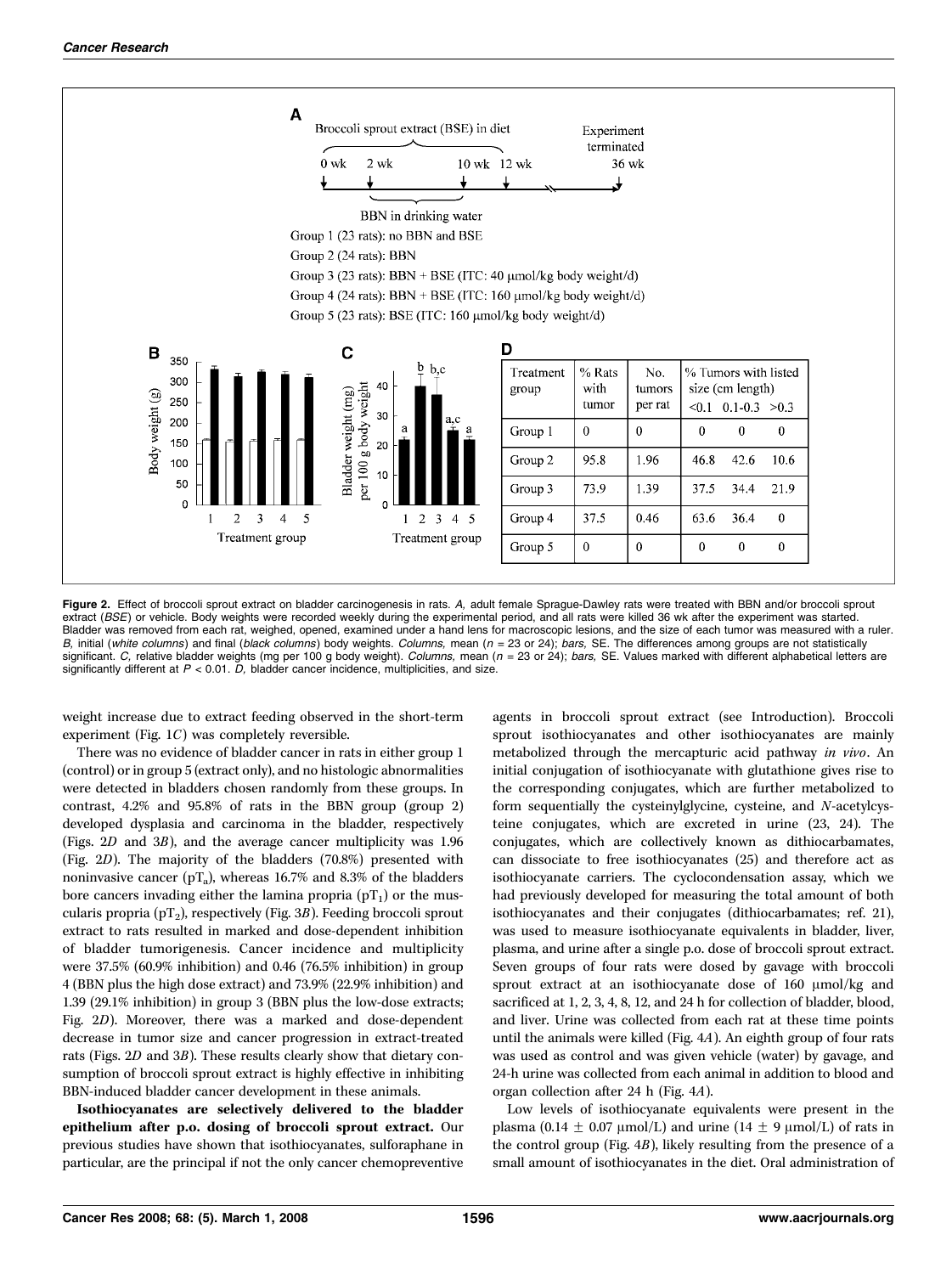**A**

Broccoli sprout extract (BSE) in diet: 0 wk – 12 wk

BBN in drinking water: 2 wk – 10 wk

Experiment terminated: 36 wk

Group 1 (23 rats): no BBN and BSE

Group 2 (24 rats): BBN

Group 3 (23 rats): BBN + BSE (ITC: 40 μmol/kg body weight/d)

Group 4 (24 rats): BBN + BSE (ITC: 160 μmol/kg body weight/d)

Group 5 (23 rats): BSE (ITC: 160 μmol/kg body weight/d)

**D**

| Treatment group | % Rats with tumor | No. tumors per rat | % Tumors with listed size (cm length) | | |
|---|---|---|---|---|---|
| | | | <0.1 | 0.1-0.3 | >0.3 |
| Group 1 | 0 | 0 | 0 | 0 | 0 |
| Group 2 | 95.8 | 1.96 | 46.8 | 42.6 | 10.6 |
| Group 3 | 73.9 | 1.39 | 37.5 | 34.4 | 21.9 |
| Group 4 | 37.5 | 0.46 | 63.6 | 36.4 | 0 |
| Group 5 | 0 | 0 | 0 | 0 | 0 |

**Figure 2.** Effect of broccoli sprout extract on bladder carcinogenesis in rats. *A,* adult female Sprague-Dawley rats were treated with BBN and/or broccoli sprout extract (*BSE*) or vehicle. Body weights were recorded weekly during the experimental period, and all rats were killed 36 wk after the experiment was started. Bladder was removed from each rat, weighed, opened, examined under a hand lens for macroscopic lesions, and the size of each tumor was measured with a ruler. *B,* initial (*white columns*) and final (*black columns*) body weights. *Columns,* mean ($n$ = 23 or 24); *bars,* SE. The differences among groups are not statistically significant. *C,* relative bladder weights (mg per 100 g body weight). *Columns,* mean ($n$ = 23 or 24); *bars,* SE. Values marked with different alphabetical letters are significantly different at $P < 0.01$. *D,* bladder cancer incidence, multiplicities, and size.

weight increase due to extract feeding observed in the short-term experiment (Fig. 1*C*) was completely reversible.

There was no evidence of bladder cancer in rats in either group 1 (control) or in group 5 (extract only), and no histologic abnormalities were detected in bladders chosen randomly from these groups. In contrast, 4.2% and 95.8% of rats in the BBN group (group 2) developed dysplasia and carcinoma in the bladder, respectively (Figs. 2*D* and 3*B*), and the average cancer multiplicity was 1.96 (Fig. 2*D*). The majority of the bladders (70.8%) presented with noninvasive cancer ($pT_a$), whereas 16.7% and 8.3% of the bladders bore cancers invading either the lamina propria ($pT_1$) or the muscularis propria ($pT_2$), respectively (Fig. 3*B*). Feeding broccoli sprout extract to rats resulted in marked and dose-dependent inhibition of bladder tumorigenesis. Cancer incidence and multiplicity were 37.5% (60.9% inhibition) and 0.46 (76.5% inhibition) in group 4 (BBN plus the high dose extract) and 73.9% (22.9% inhibition) and 1.39 (29.1% inhibition) in group 3 (BBN plus the low-dose extracts; Fig. 2*D*). Moreover, there was a marked and dose-dependent decrease in tumor size and cancer progression in extract-treated rats (Figs. 2*D* and 3*B*). These results clearly show that dietary consumption of broccoli sprout extract is highly effective in inhibiting BBN-induced bladder cancer development in these animals.

**Isothiocyanates are selectively delivered to the bladder epithelium after p.o. dosing of broccoli sprout extract.** Our previous studies have shown that isothiocyanates, sulforaphane in particular, are the principal if not the only cancer chemopreventive agents in broccoli sprout extract (see Introduction). Broccoli sprout isothiocyanates and other isothiocyanates are mainly metabolized through the mercapturic acid pathway *in vivo*. An initial conjugation of isothiocyanate with glutathione gives rise to the corresponding conjugates, which are further metabolized to form sequentially the cysteinylglycine, cysteine, and *N*-acetylcysteine conjugates, which are excreted in urine (23, 24). The conjugates, which are collectively known as dithiocarbamates, can dissociate to free isothiocyanates (25) and therefore act as isothiocyanate carriers. The cyclocondensation assay, which we had previously developed for measuring the total amount of both isothiocyanates and their conjugates (dithiocarbamates; ref. 21), was used to measure isothiocyanate equivalents in bladder, liver, plasma, and urine after a single p.o. dose of broccoli sprout extract. Seven groups of four rats were dosed by gavage with broccoli sprout extract at an isothiocyanate dose of 160 μmol/kg and sacrificed at 1, 2, 3, 4, 8, 12, and 24 h for collection of bladder, blood, and liver. Urine was collected from each rat at these time points until the animals were killed (Fig. 4*A*). An eighth group of four rats was used as control and was given vehicle (water) by gavage, and 24-h urine was collected from each animal in addition to blood and organ collection after 24 h (Fig. 4*A*).

Low levels of isothiocyanate equivalents were present in the plasma (0.14 ± 0.07 μmol/L) and urine (14 ± 9 μmol/L) of rats in the control group (Fig. 4*B*), likely resulting from the presence of a small amount of isothiocyanates in the diet. Oral administration of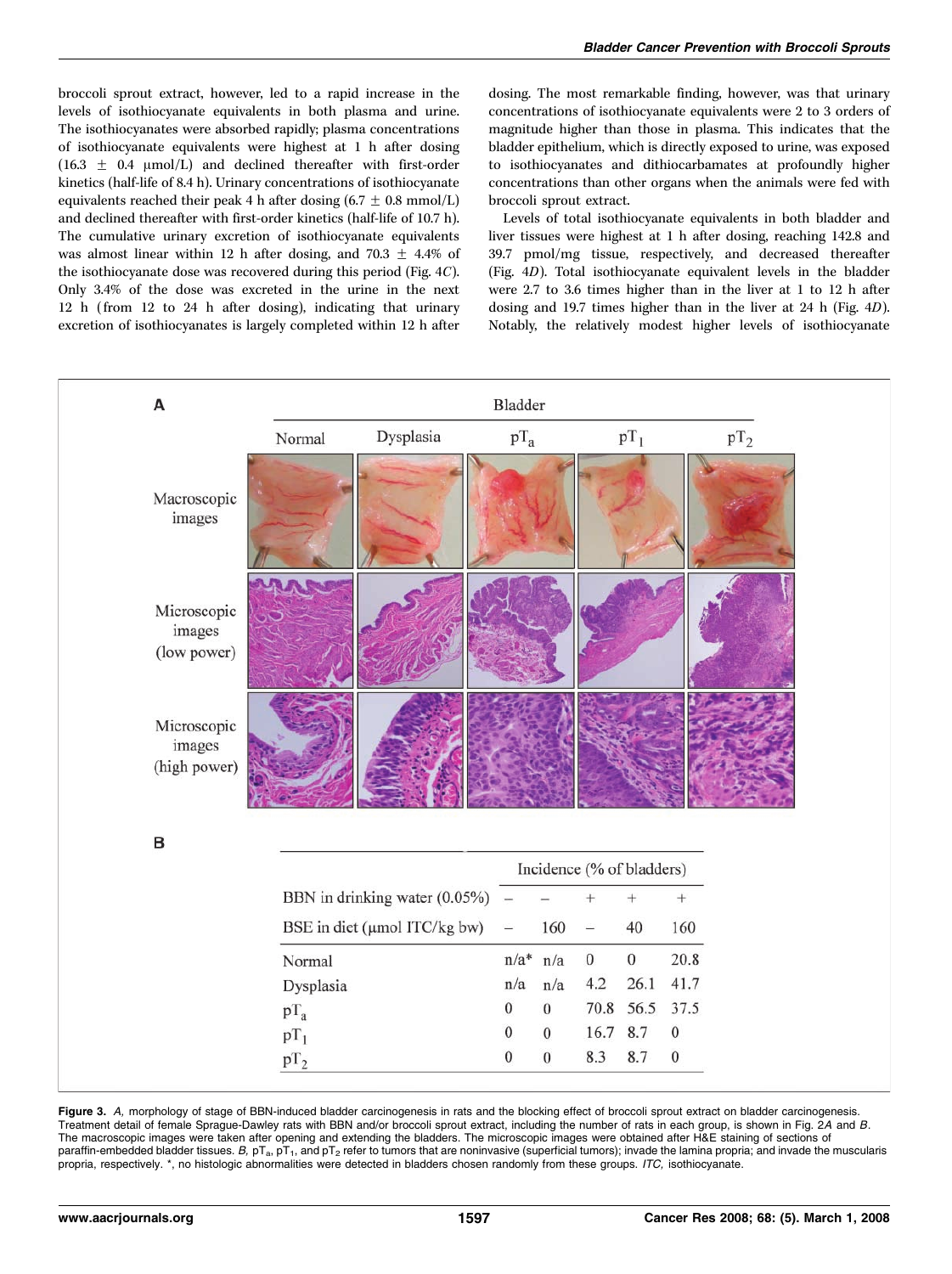broccoli sprout extract, however, led to a rapid increase in the levels of isothiocyanate equivalents in both plasma and urine. The isothiocyanates were absorbed rapidly; plasma concentrations of isothiocyanate equivalents were highest at 1 h after dosing (16.3 ± 0.4 μmol/L) and declined thereafter with first-order kinetics (half-life of 8.4 h). Urinary concentrations of isothiocyanate equivalents reached their peak 4 h after dosing (6.7 ± 0.8 mmol/L) and declined thereafter with first-order kinetics (half-life of 10.7 h). The cumulative urinary excretion of isothiocyanate equivalents was almost linear within 12 h after dosing, and 70.3 ± 4.4% of the isothiocyanate dose was recovered during this period (Fig. 4*C*). Only 3.4% of the dose was excreted in the urine in the next 12 h (from 12 to 24 h after dosing), indicating that urinary excretion of isothiocyanates is largely completed within 12 h after dosing. The most remarkable finding, however, was that urinary concentrations of isothiocyanate equivalents were 2 to 3 orders of magnitude higher than those in plasma. This indicates that the bladder epithelium, which is directly exposed to urine, was exposed to isothiocyanates and dithiocarbamates at profoundly higher concentrations than other organs when the animals were fed with broccoli sprout extract.

Levels of total isothiocyanate equivalents in both bladder and liver tissues were highest at 1 h after dosing, reaching 142.8 and 39.7 pmol/mg tissue, respectively, and decreased thereafter (Fig. 4*D*). Total isothiocyanate equivalent levels in the bladder were 2.7 to 3.6 times higher than in the liver at 1 to 12 h after dosing and 19.7 times higher than in the liver at 24 h (Fig. 4*D*). Notably, the relatively modest higher levels of isothiocyanate

**A**

| | Incidence (% of bladders) | | | | |
|---|---|---|---|---|---|
| BBN in drinking water (0.05%) | – | – | + | + | + |
| BSE in diet (μmol ITC/kg bw) | – | 160 | – | 40 | 160 |
| Normal | n/a* | n/a | 0 | 0 | 20.8 |
| Dysplasia | n/a | n/a | 4.2 | 26.1 | 41.7 |
| $pT_a$ | 0 | 0 | 70.8 | 56.5 | 37.5 |
| $pT_1$ | 0 | 0 | 16.7 | 8.7 | 0 |
| $pT_2$ | 0 | 0 | 8.3 | 8.7 | 0 |

**Figure 3.** *A,* morphology of stage of BBN-induced bladder carcinogenesis in rats and the blocking effect of broccoli sprout extract on bladder carcinogenesis. Treatment detail of female Sprague-Dawley rats with BBN and/or broccoli sprout extract, including the number of rats in each group, is shown in Fig. 2*A* and *B*. The macroscopic images were taken after opening and extending the bladders. The microscopic images were obtained after H&E staining of sections of paraffin-embedded bladder tissues. *B,* $pT_a$, $pT_1$, and $pT_2$ refer to tumors that are noninvasive (superficial tumors); invade the lamina propria; and invade the muscularis propria, respectively. *, no histologic abnormalities were detected in bladders chosen randomly from these groups. *ITC,* isothiocyanate.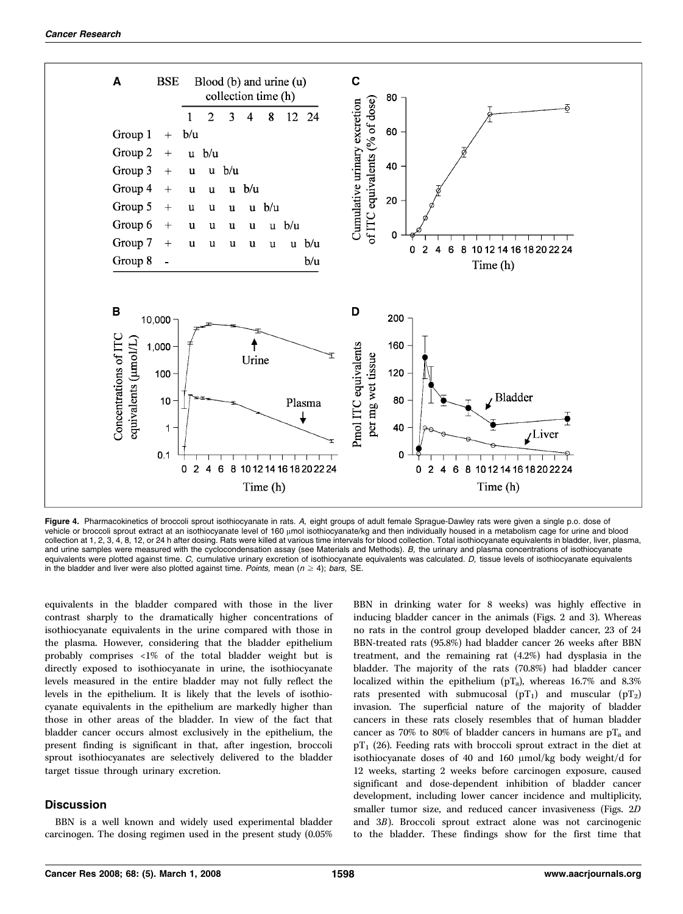**Figure 4.** Pharmacokinetics of broccoli sprout isothiocyanate in rats. *A,* eight groups of adult female Sprague-Dawley rats were given a single p.o. dose of vehicle or broccoli sprout extract at an isothiocyanate level of 160 μmol isothiocyanate/kg and then individually housed in a metabolism cage for urine and blood collection at 1, 2, 3, 4, 8, 12, or 24 h after dosing. Rats were killed at various time intervals for blood collection. Total isothiocyanate equivalents in bladder, liver, plasma, and urine samples were measured with the cyclocondensation assay (see Materials and Methods). *B,* the urinary and plasma concentrations of isothiocyanate equivalents were plotted against time. *C,* cumulative urinary excretion of isothiocyanate equivalents was calculated. *D,* tissue levels of isothiocyanate equivalents in the bladder and liver were also plotted against time. *Points,* mean ($n \geq 4$); *bars,* SE.

equivalents in the bladder compared with those in the liver contrast sharply to the dramatically higher concentrations of isothiocyanate equivalents in the urine compared with those in the plasma. However, considering that the bladder epithelium probably comprises <1% of the total bladder weight but is directly exposed to isothiocyanate in urine, the isothiocyanate levels measured in the entire bladder may not fully reflect the levels in the epithelium. It is likely that the levels of isothiocyanate equivalents in the epithelium are markedly higher than those in other areas of the bladder. In view of the fact that bladder cancer occurs almost exclusively in the epithelium, the present finding is significant in that, after ingestion, broccoli sprout isothiocyanates are selectively delivered to the bladder target tissue through urinary excretion.

## Discussion

BBN is a well known and widely used experimental bladder carcinogen. The dosing regimen used in the present study (0.05% BBN in drinking water for 8 weeks) was highly effective in inducing bladder cancer in the animals (Figs. 2 and 3). Whereas no rats in the control group developed bladder cancer, 23 of 24 BBN-treated rats (95.8%) had bladder cancer 26 weeks after BBN treatment, and the remaining rat (4.2%) had dysplasia in the bladder. The majority of the rats (70.8%) had bladder cancer localized within the epithelium ($pT_a$), whereas 16.7% and 8.3% rats presented with submucosal ($pT_1$) and muscular ($pT_2$) invasion. The superficial nature of the majority of bladder cancers in these rats closely resembles that of human bladder cancer as 70% to 80% of bladder cancers in humans are $pT_a$ and $pT_1$ (26). Feeding rats with broccoli sprout extract in the diet at isothiocyanate doses of 40 and 160 μmol/kg body weight/d for 12 weeks, starting 2 weeks before carcinogen exposure, caused significant and dose-dependent inhibition of bladder cancer development, including lower cancer incidence and multiplicity, smaller tumor size, and reduced cancer invasiveness (Figs. 2*D* and 3*B*). Broccoli sprout extract alone was not carcinogenic to the bladder. These findings show for the first time that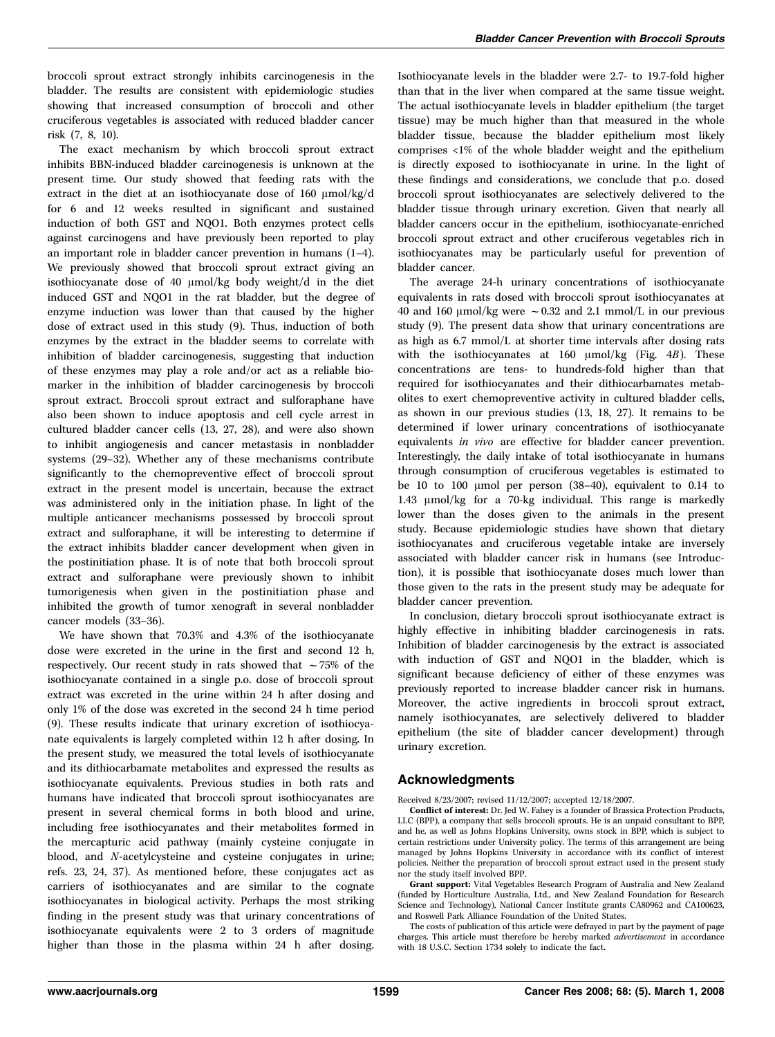broccoli sprout extract strongly inhibits carcinogenesis in the bladder. The results are consistent with epidemiologic studies showing that increased consumption of broccoli and other cruciferous vegetables is associated with reduced bladder cancer risk (7, 8, 10).

The exact mechanism by which broccoli sprout extract inhibits BBN-induced bladder carcinogenesis is unknown at the present time. Our study showed that feeding rats with the extract in the diet at an isothiocyanate dose of 160 μmol/kg/d for 6 and 12 weeks resulted in significant and sustained induction of both GST and NQO1. Both enzymes protect cells against carcinogens and have previously been reported to play an important role in bladder cancer prevention in humans (1–4). We previously showed that broccoli sprout extract giving an isothiocyanate dose of 40 μmol/kg body weight/d in the diet induced GST and NQO1 in the rat bladder, but the degree of enzyme induction was lower than that caused by the higher dose of extract used in this study (9). Thus, induction of both enzymes by the extract in the bladder seems to correlate with inhibition of bladder carcinogenesis, suggesting that induction of these enzymes may play a role and/or act as a reliable biomarker in the inhibition of bladder carcinogenesis by broccoli sprout extract. Broccoli sprout extract and sulforaphane have also been shown to induce apoptosis and cell cycle arrest in cultured bladder cancer cells (13, 27, 28), and were also shown to inhibit angiogenesis and cancer metastasis in nonbladder systems (29–32). Whether any of these mechanisms contribute significantly to the chemopreventive effect of broccoli sprout extract in the present model is uncertain, because the extract was administered only in the initiation phase. In light of the multiple anticancer mechanisms possessed by broccoli sprout extract and sulforaphane, it will be interesting to determine if the extract inhibits bladder cancer development when given in the postinitiation phase. It is of note that both broccoli sprout extract and sulforaphane were previously shown to inhibit tumorigenesis when given in the postinitiation phase and inhibited the growth of tumor xenograft in several nonbladder cancer models (33–36).

We have shown that 70.3% and 4.3% of the isothiocyanate dose were excreted in the urine in the first and second 12 h, respectively. Our recent study in rats showed that ~75% of the isothiocyanate contained in a single p.o. dose of broccoli sprout extract was excreted in the urine within 24 h after dosing and only 1% of the dose was excreted in the second 24 h time period (9). These results indicate that urinary excretion of isothiocyanate equivalents is largely completed within 12 h after dosing. In the present study, we measured the total levels of isothiocyanate and its dithiocarbamate metabolites and expressed the results as isothiocyanate equivalents. Previous studies in both rats and humans have indicated that broccoli sprout isothiocyanates are present in several chemical forms in both blood and urine, including free isothiocyanates and their metabolites formed in the mercapturic acid pathway (mainly cysteine conjugate in blood, and *N*-acetylcysteine and cysteine conjugates in urine; refs. 23, 24, 37). As mentioned before, these conjugates act as carriers of isothiocyanates and are similar to the cognate isothiocyanates in biological activity. Perhaps the most striking finding in the present study was that urinary concentrations of isothiocyanate equivalents were 2 to 3 orders of magnitude higher than those in the plasma within 24 h after dosing. Isothiocyanate levels in the bladder were 2.7- to 19.7-fold higher than that in the liver when compared at the same tissue weight. The actual isothiocyanate levels in bladder epithelium (the target tissue) may be much higher than that measured in the whole bladder tissue, because the bladder epithelium most likely comprises <1% of the whole bladder weight and the epithelium is directly exposed to isothiocyanate in urine. In the light of these findings and considerations, we conclude that p.o. dosed broccoli sprout isothiocyanates are selectively delivered to the bladder tissue through urinary excretion. Given that nearly all bladder cancers occur in the epithelium, isothiocyanate-enriched broccoli sprout extract and other cruciferous vegetables rich in isothiocyanates may be particularly useful for prevention of bladder cancer.

The average 24-h urinary concentrations of isothiocyanate equivalents in rats dosed with broccoli sprout isothiocyanates at 40 and 160 μmol/kg were ~0.32 and 2.1 mmol/L in our previous study (9). The present data show that urinary concentrations are as high as 6.7 mmol/L at shorter time intervals after dosing rats with the isothiocyanates at 160 μmol/kg (Fig. 4*B*). These concentrations are tens- to hundreds-fold higher than that required for isothiocyanates and their dithiocarbamates metabolites to exert chemopreventive activity in cultured bladder cells, as shown in our previous studies (13, 18, 27). It remains to be determined if lower urinary concentrations of isothiocyanate equivalents *in vivo* are effective for bladder cancer prevention. Interestingly, the daily intake of total isothiocyanate in humans through consumption of cruciferous vegetables is estimated to be 10 to 100 μmol per person (38–40), equivalent to 0.14 to 1.43 μmol/kg for a 70-kg individual. This range is markedly lower than the doses given to the animals in the present study. Because epidemiologic studies have shown that dietary isothiocyanates and cruciferous vegetable intake are inversely associated with bladder cancer risk in humans (see Introduction), it is possible that isothiocyanate doses much lower than those given to the rats in the present study may be adequate for bladder cancer prevention.

In conclusion, dietary broccoli sprout isothiocyanate extract is highly effective in inhibiting bladder carcinogenesis in rats. Inhibition of bladder carcinogenesis by the extract is associated with induction of GST and NQO1 in the bladder, which is significant because deficiency of either of these enzymes was previously reported to increase bladder cancer risk in humans. Moreover, the active ingredients in broccoli sprout extract, namely isothiocyanates, are selectively delivered to bladder epithelium (the site of bladder cancer development) through urinary excretion.

## Acknowledgments

Received 8/23/2007; revised 11/12/2007; accepted 12/18/2007.

**Conflict of interest:** Dr. Jed W. Fahey is a founder of Brassica Protection Products, LLC (BPP), a company that sells broccoli sprouts. He is an unpaid consultant to BPP, and he, as well as Johns Hopkins University, owns stock in BPP, which is subject to certain restrictions under University policy. The terms of this arrangement are being managed by Johns Hopkins University in accordance with its conflict of interest policies. Neither the preparation of broccoli sprout extract used in the present study nor the study itself involved BPP.

**Grant support:** Vital Vegetables Research Program of Australia and New Zealand (funded by Horticulture Australia, Ltd., and New Zealand Foundation for Research Science and Technology), National Cancer Institute grants CA80962 and CA100623, and Roswell Park Alliance Foundation of the United States.

The costs of publication of this article were defrayed in part by the payment of page charges. This article must therefore be hereby marked *advertisement* in accordance with 18 U.S.C. Section 1734 solely to indicate the fact.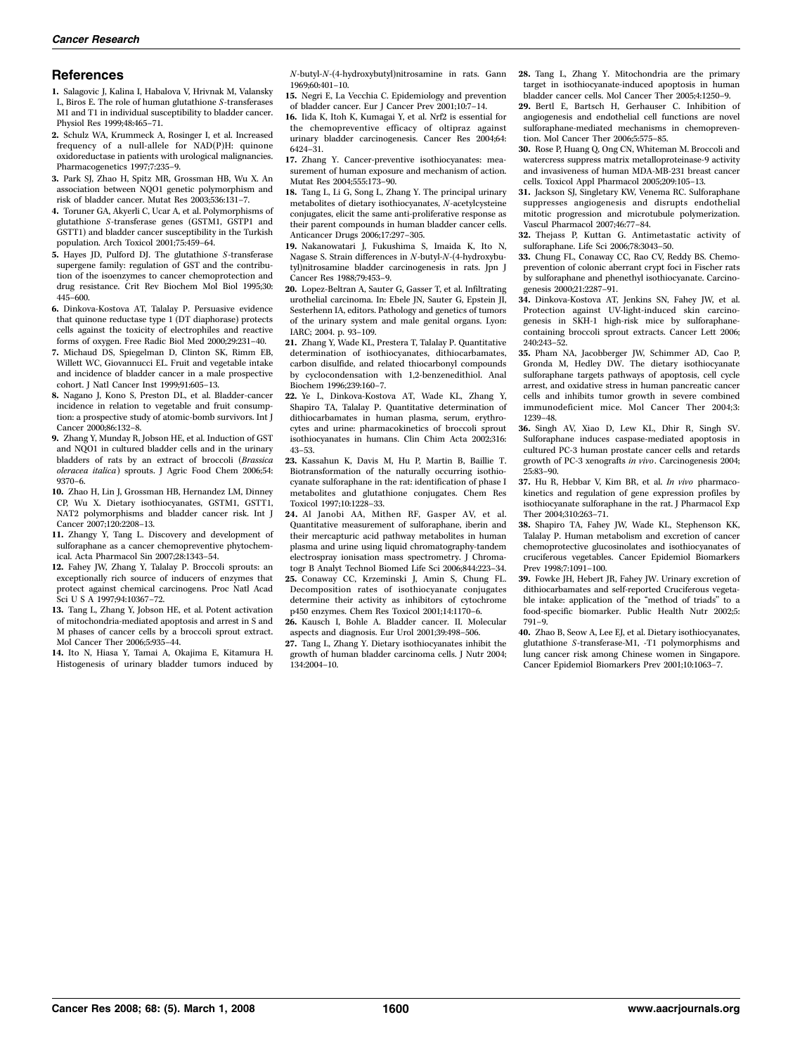## References

1. Salagovic J, Kalina I, Habalova V, Hrivnak M, Valansky L, Biros E. The role of human glutathione *S*-transferases M1 and T1 in individual susceptibility to bladder cancer. Physiol Res 1999;48:465–71.
2. Schulz WA, Krummeck A, Rosinger I, et al. Increased frequency of a null-allele for NAD(P)H: quinone oxidoreductase in patients with urological malignancies. Pharmacogenetics 1997;7:235–9.
3. Park SJ, Zhao H, Spitz MR, Grossman HB, Wu X. An association between NQO1 genetic polymorphism and risk of bladder cancer. Mutat Res 2003;536:131–7.
4. Toruner GA, Akyerli C, Ucar A, et al. Polymorphisms of glutathione *S*-transferase genes (GSTM1, GSTP1 and GSTT1) and bladder cancer susceptibility in the Turkish population. Arch Toxicol 2001;75:459–64.
5. Hayes JD, Pulford DJ. The glutathione *S*-transferase supergene family: regulation of GST and the contribution of the isoenzymes to cancer chemoprotection and drug resistance. Crit Rev Biochem Mol Biol 1995;30: 445–600.
6. Dinkova-Kostova AT, Talalay P. Persuasive evidence that quinone reductase type 1 (DT diaphorase) protects cells against the toxicity of electrophiles and reactive forms of oxygen. Free Radic Biol Med 2000;29:231–40.
7. Michaud DS, Spiegelman D, Clinton SK, Rimm EB, Willett WC, Giovannucci EL. Fruit and vegetable intake and incidence of bladder cancer in a male prospective cohort. J Natl Cancer Inst 1999;91:605–13.
8. Nagano J, Kono S, Preston DL, et al. Bladder-cancer incidence in relation to vegetable and fruit consumption: a prospective study of atomic-bomb survivors. Int J Cancer 2000;86:132–8.
9. Zhang Y, Munday R, Jobson HE, et al. Induction of GST and NQO1 in cultured bladder cells and in the urinary bladders of rats by an extract of broccoli (*Brassica oleracea italica*) sprouts. J Agric Food Chem 2006;54: 9370–6.
10. Zhao H, Lin J, Grossman HB, Hernandez LM, Dinney CP, Wu X. Dietary isothiocyanates, GSTM1, GSTT1, NAT2 polymorphisms and bladder cancer risk. Int J Cancer 2007;120:2208–13.
11. Zhangy Y, Tang L. Discovery and development of sulforaphane as a cancer chemopreventive phytochemical. Acta Pharmacol Sin 2007;28:1343–54.
12. Fahey JW, Zhang Y, Talalay P. Broccoli sprouts: an exceptionally rich source of inducers of enzymes that protect against chemical carcinogens. Proc Natl Acad Sci U S A 1997;94:10367–72.
13. Tang L, Zhang Y, Jobson HE, et al. Potent activation of mitochondria-mediated apoptosis and arrest in S and M phases of cancer cells by a broccoli sprout extract. Mol Cancer Ther 2006;5:935–44.
14. Ito N, Hiasa Y, Tamai A, Okajima E, Kitamura H. Histogenesis of urinary bladder tumors induced by *N*-butyl-*N*-(4-hydroxybutyl)nitrosamine in rats. Gann 1969;60:401–10.
15. Negri E, La Vecchia C. Epidemiology and prevention of bladder cancer. Eur J Cancer Prev 2001;10:7–14.
16. Iida K, Itoh K, Kumagai Y, et al. Nrf2 is essential for the chemopreventive efficacy of oltipraz against urinary bladder carcinogenesis. Cancer Res 2004;64: 6424–31.
17. Zhang Y. Cancer-preventive isothiocyanates: measurement of human exposure and mechanism of action. Mutat Res 2004;555:173–90.
18. Tang L, Li G, Song L, Zhang Y. The principal urinary metabolites of dietary isothiocyanates, *N*-acetylcysteine conjugates, elicit the same anti-proliferative response as their parent compounds in human bladder cancer cells. Anticancer Drugs 2006;17:297–305.
19. Nakanowatari J, Fukushima S, Imaida K, Ito N, Nagase S. Strain differences in *N*-butyl-*N*-(4-hydroxybutyl)nitrosamine bladder carcinogenesis in rats. Jpn J Cancer Res 1988;79:453–9.
20. Lopez-Beltran A, Sauter G, Gasser T, et al. Infiltrating urothelial carcinoma. In: Ebele JN, Sauter G, Epstein JI, Sesterhenn IA, editors. Pathology and genetics of tumors of the urinary system and male genital organs. Lyon: IARC; 2004. p. 93–109.
21. Zhang Y, Wade KL, Prestera T, Talalay P. Quantitative determination of isothiocyanates, dithiocarbamates, carbon disulfide, and related thiocarbonyl compounds by cyclocondensation with 1,2-benzenedithiol. Anal Biochem 1996;239:160–7.
22. Ye L, Dinkova-Kostova AT, Wade KL, Zhang Y, Shapiro TA, Talalay P. Quantitative determination of dithiocarbamates in human plasma, serum, erythrocytes and urine: pharmacokinetics of broccoli sprout isothiocyanates in humans. Clin Chim Acta 2002;316: 43–53.
23. Kassahun K, Davis M, Hu P, Martin B, Baillie T. Biotransformation of the naturally occurring isothiocyanate sulforaphane in the rat: identification of phase I metabolites and glutathione conjugates. Chem Res Toxicol 1997;10:1228–33.
24. Al Janobi AA, Mithen RF, Gasper AV, et al. Quantitative measurement of sulforaphane, iberin and their mercapturic acid pathway metabolites in human plasma and urine using liquid chromatography-tandem electrospray ionisation mass spectrometry. J Chromatogr B Analyt Technol Biomed Life Sci 2006;844:223–34.
25. Conaway CC, Krzeminski J, Amin S, Chung FL. Decomposition rates of isothiocyanate conjugates determine their activity as inhibitors of cytochrome p450 enzymes. Chem Res Toxicol 2001;14:1170–6.
26. Kausch I, Bohle A. Bladder cancer. II. Molecular aspects and diagnosis. Eur Urol 2001;39:498–506.
27. Tang L, Zhang Y. Dietary isothiocyanates inhibit the growth of human bladder carcinoma cells. J Nutr 2004; 134:2004–10.
28. Tang L, Zhang Y. Mitochondria are the primary target in isothiocyanate-induced apoptosis in human bladder cancer cells. Mol Cancer Ther 2005;4:1250–9.
29. Bertl E, Bartsch H, Gerhauser C. Inhibition of angiogenesis and endothelial cell functions are novel sulforaphane-mediated mechanisms in chemoprevention. Mol Cancer Ther 2006;5:575–85.
30. Rose P, Huang Q, Ong CN, Whiteman M. Broccoli and watercress suppress matrix metalloproteinase-9 activity and invasiveness of human MDA-MB-231 breast cancer cells. Toxicol Appl Pharmacol 2005;209:105–13.
31. Jackson SJ, Singletary KW, Venema RC. Sulforaphane suppresses angiogenesis and disrupts endothelial mitotic progression and microtubule polymerization. Vascul Pharmacol 2007;46:77–84.
32. Thejass P, Kuttan G. Antimetastatic activity of sulforaphane. Life Sci 2006;78:3043–50.
33. Chung FL, Conaway CC, Rao CV, Reddy BS. Chemoprevention of colonic aberrant crypt foci in Fischer rats by sulforaphane and phenethyl isothiocyanate. Carcinogenesis 2000;21:2287–91.
34. Dinkova-Kostova AT, Jenkins SN, Fahey JW, et al. Protection against UV-light-induced skin carcinogenesis in SKH-1 high-risk mice by sulforaphane-containing broccoli sprout extracts. Cancer Lett 2006; 240:243–52.
35. Pham NA, Jacobberger JW, Schimmer AD, Cao P, Gronda M, Hedley DW. The dietary isothiocyanate sulforaphane targets pathways of apoptosis, cell cycle arrest, and oxidative stress in human pancreatic cancer cells and inhibits tumor growth in severe combined immunodeficient mice. Mol Cancer Ther 2004;3: 1239–48.
36. Singh AV, Xiao D, Lew KL, Dhir R, Singh SV. Sulforaphane induces caspase-mediated apoptosis in cultured PC-3 human prostate cancer cells and retards growth of PC-3 xenografts *in vivo*. Carcinogenesis 2004; 25:83–90.
37. Hu R, Hebbar V, Kim BR, et al. *In vivo* pharmacokinetics and regulation of gene expression profiles by isothiocyanate sulforaphane in the rat. J Pharmacol Exp Ther 2004;310:263–71.
38. Shapiro TA, Fahey JW, Wade KL, Stephenson KK, Talalay P. Human metabolism and excretion of cancer chemoprotective glucosinolates and isothiocyanates of cruciferous vegetables. Cancer Epidemiol Biomarkers Prev 1998;7:1091–100.
39. Fowke JH, Hebert JR, Fahey JW. Urinary excretion of dithiocarbamates and self-reported Cruciferous vegetable intake: application of the "method of triads" to a food-specific biomarker. Public Health Nutr 2002;5: 791–9.
40. Zhao B, Seow A, Lee EJ, et al. Dietary isothiocyanates, glutathione *S*-transferase-M1, -T1 polymorphisms and lung cancer risk among Chinese women in Singapore. Cancer Epidemiol Biomarkers Prev 2001;10:1063–7.